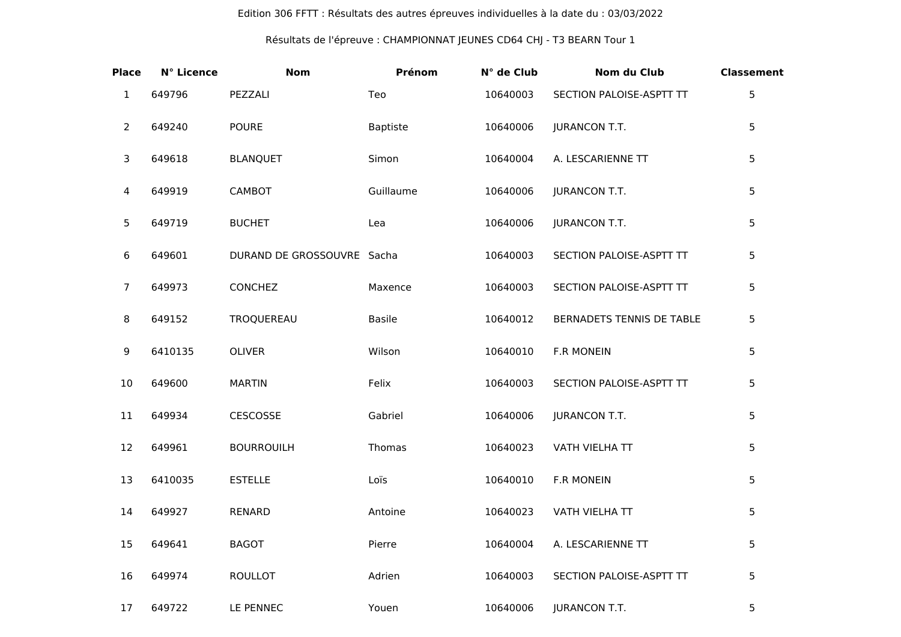Edition 306 FFTT : Résultats des autres épreuves individuelles à la date du : 03/03/2022

Résultats de l'épreuve : CHAMPIONNAT JEUNES CD64 CHJ - T3 BEARN Tour 1

| Place | N° Licence | Nom | Prénom | N° de Club | Nom du Club | Classement |
|---|---|---|---|---|---|---|
| 1 | 649796 | PEZZALI | Teo | 10640003 | SECTION PALOISE-ASPTT TT | 5 |
| 2 | 649240 | POURE | Baptiste | 10640006 | JURANCON T.T. | 5 |
| 3 | 649618 | BLANQUET | Simon | 10640004 | A. LESCARIENNE TT | 5 |
| 4 | 649919 | CAMBOT | Guillaume | 10640006 | JURANCON T.T. | 5 |
| 5 | 649719 | BUCHET | Lea | 10640006 | JURANCON T.T. | 5 |
| 6 | 649601 | DURAND DE GROSSOUVRE | Sacha | 10640003 | SECTION PALOISE-ASPTT TT | 5 |
| 7 | 649973 | CONCHEZ | Maxence | 10640003 | SECTION PALOISE-ASPTT TT | 5 |
| 8 | 649152 | TROQUEREAU | Basile | 10640012 | BERNADETS TENNIS DE TABLE | 5 |
| 9 | 6410135 | OLIVER | Wilson | 10640010 | F.R MONEIN | 5 |
| 10 | 649600 | MARTIN | Felix | 10640003 | SECTION PALOISE-ASPTT TT | 5 |
| 11 | 649934 | CESCOSSE | Gabriel | 10640006 | JURANCON T.T. | 5 |
| 12 | 649961 | BOURROUILH | Thomas | 10640023 | VATH VIELHA TT | 5 |
| 13 | 6410035 | ESTELLE | Loïs | 10640010 | F.R MONEIN | 5 |
| 14 | 649927 | RENARD | Antoine | 10640023 | VATH VIELHA TT | 5 |
| 15 | 649641 | BAGOT | Pierre | 10640004 | A. LESCARIENNE TT | 5 |
| 16 | 649974 | ROULLOT | Adrien | 10640003 | SECTION PALOISE-ASPTT TT | 5 |
| 17 | 649722 | LE PENNEC | Youen | 10640006 | JURANCON T.T. | 5 |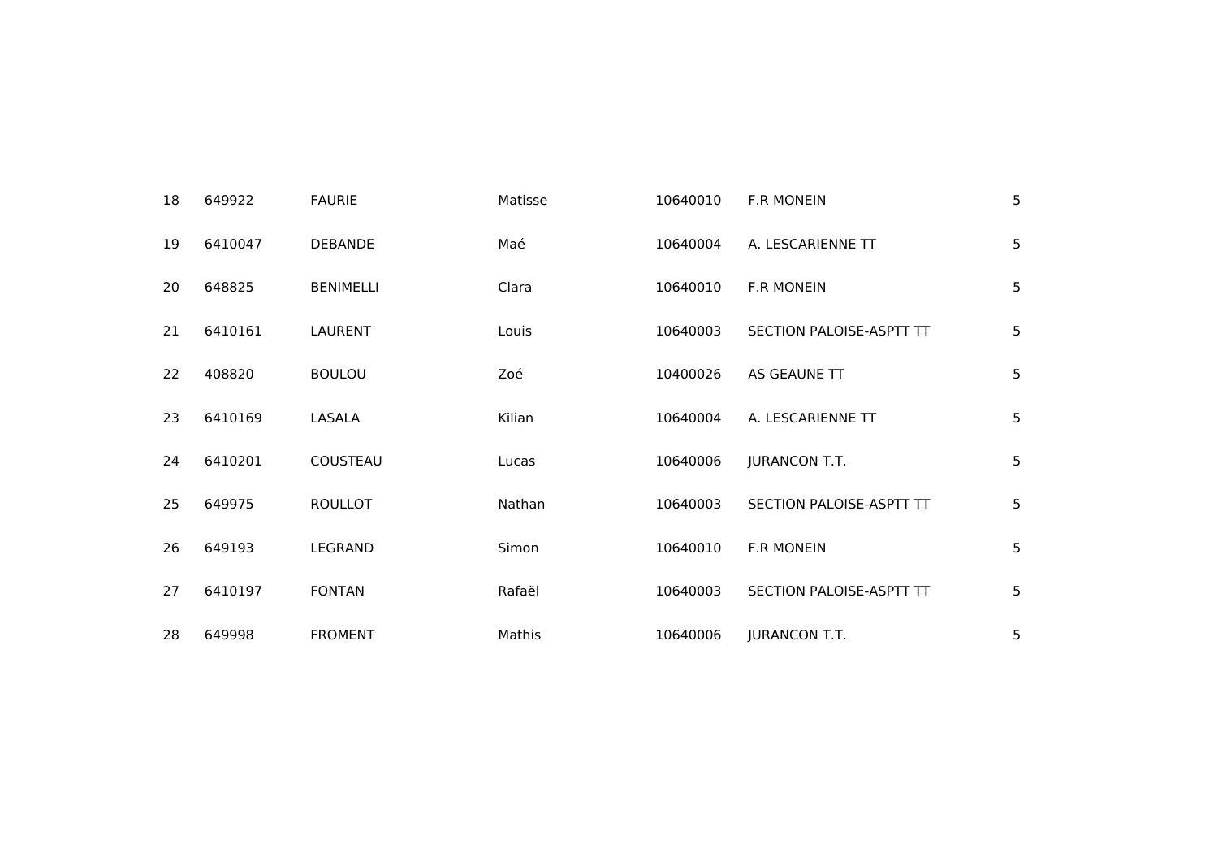| | | | | | | |
|---|---|---|---|---|---|---|
| 18 | 649922 | FAURIE | Matisse | 10640010 | F.R MONEIN | 5 |
| 19 | 6410047 | DEBANDE | Maé | 10640004 | A. LESCARIENNE TT | 5 |
| 20 | 648825 | BENIMELLI | Clara | 10640010 | F.R MONEIN | 5 |
| 21 | 6410161 | LAURENT | Louis | 10640003 | SECTION PALOISE-ASPTT TT | 5 |
| 22 | 408820 | BOULOU | Zoé | 10400026 | AS GEAUNE TT | 5 |
| 23 | 6410169 | LASALA | Kilian | 10640004 | A. LESCARIENNE TT | 5 |
| 24 | 6410201 | COUSTEAU | Lucas | 10640006 | JURANCON T.T. | 5 |
| 25 | 649975 | ROULLOT | Nathan | 10640003 | SECTION PALOISE-ASPTT TT | 5 |
| 26 | 649193 | LEGRAND | Simon | 10640010 | F.R MONEIN | 5 |
| 27 | 6410197 | FONTAN | Rafaël | 10640003 | SECTION PALOISE-ASPTT TT | 5 |
| 28 | 649998 | FROMENT | Mathis | 10640006 | JURANCON T.T. | 5 |